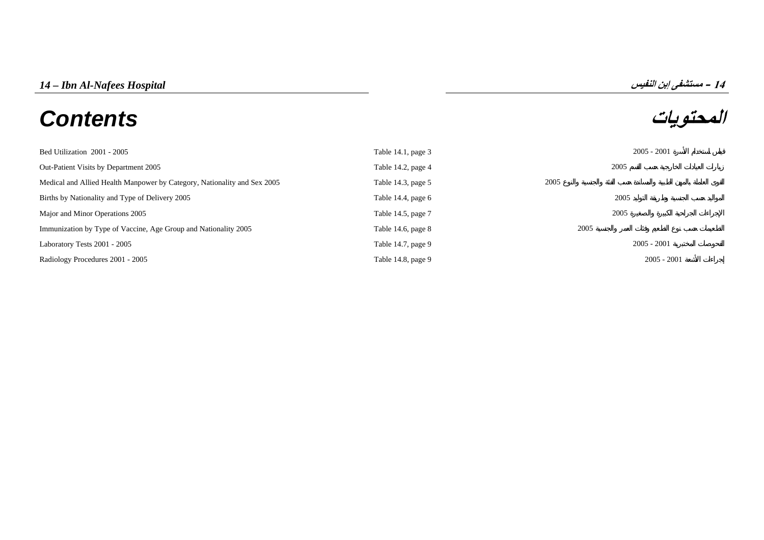# 14 – Ibn Al-Nafees Hospital

# 14 – مستشفى ابن النفيس

## Contents

## المحتويات

| | | |
|---|---|---|
| Bed Utilization 2001 - 2005 | Table 14.1, page 3 | قياس استخدام الأسرة 2001 - 2005 |
| Out-Patient Visits by Department 2005 | Table 14.2, page 4 | زيارات العيادات الخارجية حسب القسم 2005 |
| Medical and Allied Health Manpower by Category, Nationality and Sex 2005 | Table 14.3, page 5 | القوى العاملة بالمهن الطبية والمساندة حسب الفئة والجنسية والنوع 2005 |
| Births by Nationality and Type of Delivery 2005 | Table 14.4, page 6 | المواليد حسب الجنسية وطريقة التوليد 2005 |
| Major and Minor Operations 2005 | Table 14.5, page 7 | الإجراءات الجراحية الكبيرة والصغيرة 2005 |
| Immunization by Type of Vaccine, Age Group and Nationality 2005 | Table 14.6, page 8 | التطعيمات حسب نوع الطعم وفئات العمر والجنسية 2005 |
| Laboratory Tests 2001 - 2005 | Table 14.7, page 9 | الفحوصات المختبرية 2001 - 2005 |
| Radiology Procedures 2001 - 2005 | Table 14.8, page 9 | إجراءات الأشعة 2001 - 2005 |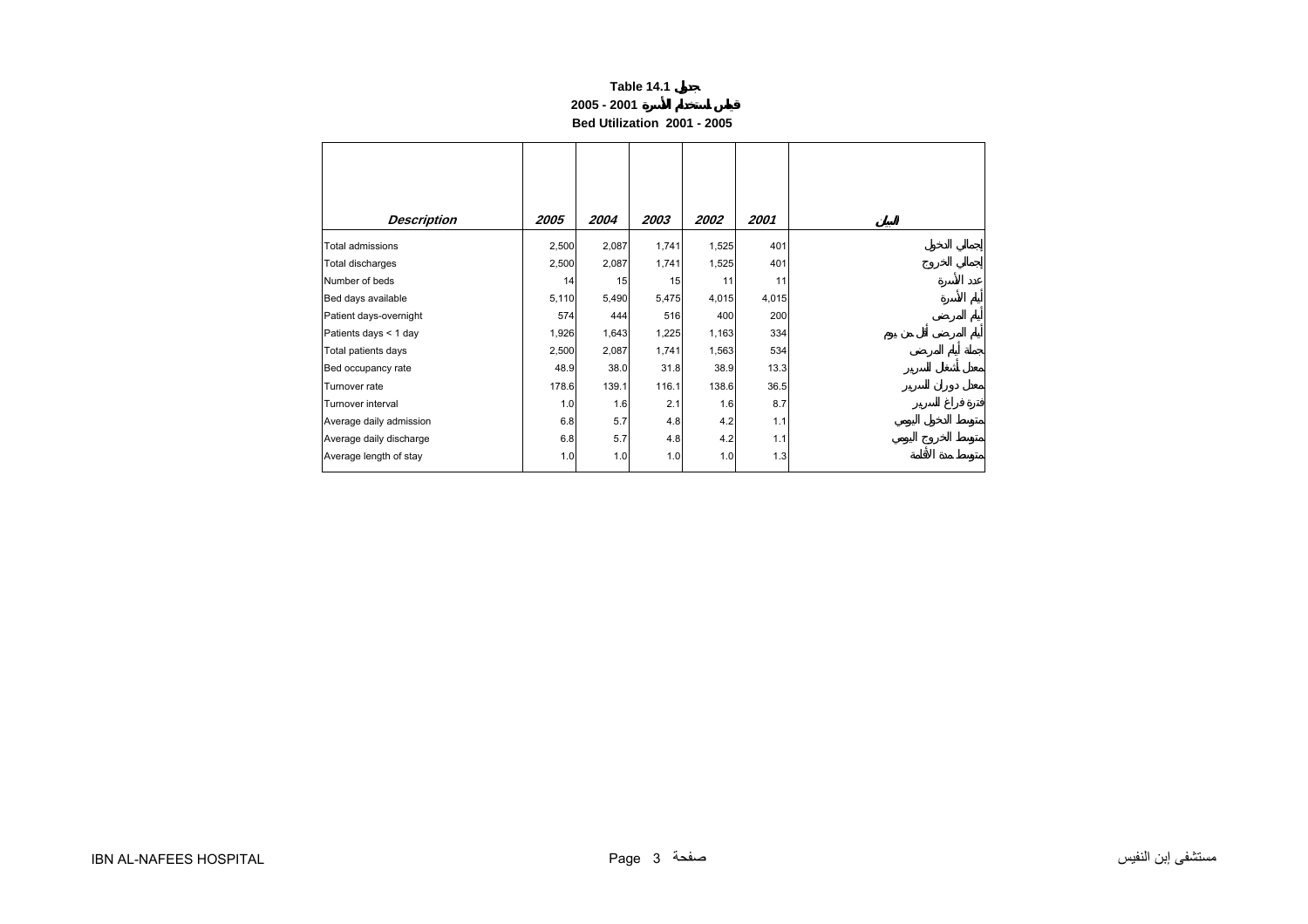# Table 14.1 جدول

## 2005 - 2001 قياس استخدام الأسرة

## Bed Utilization 2001 - 2005

| *Description* | *2005* | *2004* | *2003* | *2002* | *2001* | البيان |
|---|---|---|---|---|---|---|
| Total admissions | 2,500 | 2,087 | 1,741 | 1,525 | 401 | إجمالي الدخول |
| Total discharges | 2,500 | 2,087 | 1,741 | 1,525 | 401 | إجمالي الخروج |
| Number of beds | 14 | 15 | 15 | 11 | 11 | عدد الأسرة |
| Bed days available | 5,110 | 5,490 | 5,475 | 4,015 | 4,015 | أيام الأسرة |
| Patient days-overnight | 574 | 444 | 516 | 400 | 200 | أيام المرضى |
| Patients days < 1 day | 1,926 | 1,643 | 1,225 | 1,163 | 334 | أيام المرضى أقل من يوم |
| Total patients days | 2,500 | 2,087 | 1,741 | 1,563 | 534 | جملة أيام المرضى |
| Bed occupancy rate | 48.9 | 38.0 | 31.8 | 38.9 | 13.3 | معدل أشغال السرير |
| Turnover rate | 178.6 | 139.1 | 116.1 | 138.6 | 36.5 | معدل دوران السرير |
| Turnover interval | 1.0 | 1.6 | 2.1 | 1.6 | 8.7 | فترة فراغ السرير |
| Average daily admission | 6.8 | 5.7 | 4.8 | 4.2 | 1.1 | متوسط الدخول اليومي |
| Average daily discharge | 6.8 | 5.7 | 4.8 | 4.2 | 1.1 | متوسط الخروج اليومي |
| Average length of stay | 1.0 | 1.0 | 1.0 | 1.0 | 1.3 | متوسط مدة الاقامة |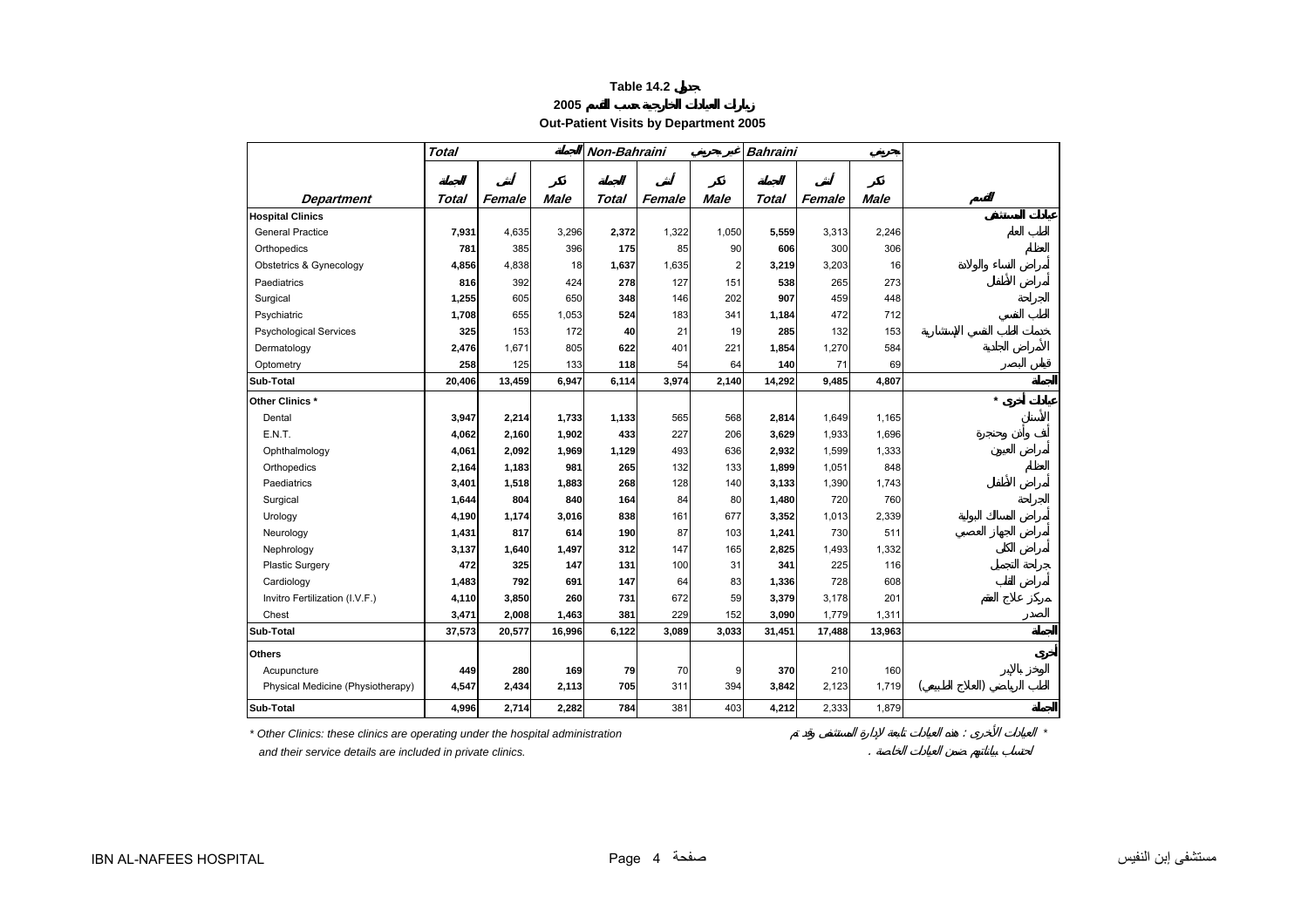**Table 14.2 جدول**

**زيارات العيادات الخارجية حسب القسم 2005**

**Out-Patient Visits by Department 2005**

| | Total | | الجملة | Non-Bahraini | | غير بحريني | Bahraini | | بحريني | |
|---|---|---|---|---|---|---|---|---|---|---|
| | الجملة | أنثى | ذكر | الجملة | أنثى | ذكر | الجملة | أنثى | ذكر | |
| ***Department*** | ***Total*** | ***Female*** | ***Male*** | ***Total*** | ***Female*** | ***Male*** | ***Total*** | ***Female*** | ***Male*** | **القسم** |
| **Hospital Clinics** | | | | | | | | | | **عيادات المستشفى** |
| General Practice | **7,931** | 4,635 | 3,296 | **2,372** | 1,322 | 1,050 | **5,559** | 3,313 | 2,246 | الطب العام |
| Orthopedics | **781** | 385 | 396 | **175** | 85 | 90 | **606** | 300 | 306 | العظام |
| Obstetrics & Gynecology | **4,856** | 4,838 | 18 | **1,637** | 1,635 | 2 | **3,219** | 3,203 | 16 | أمراض النساء والولادة |
| Paediatrics | **816** | 392 | 424 | **278** | 127 | 151 | **538** | 265 | 273 | أمراض الأطفال |
| Surgical | **1,255** | 605 | 650 | **348** | 146 | 202 | **907** | 459 | 448 | الجراحة |
| Psychiatric | **1,708** | 655 | 1,053 | **524** | 183 | 341 | **1,184** | 472 | 712 | الطب النفسي |
| Psychological Services | **325** | 153 | 172 | **40** | 21 | 19 | **285** | 132 | 153 | خدمات الطب النفسي الإستشارية |
| Dermatology | **2,476** | 1,671 | 805 | **622** | 401 | 221 | **1,854** | 1,270 | 584 | الأمراض الجلدية |
| Optometry | **258** | 125 | 133 | **118** | 54 | 64 | **140** | 71 | 69 | قياس البصر |
| **Sub-Total** | **20,406** | **13,459** | **6,947** | **6,114** | **3,974** | **2,140** | **14,292** | **9,485** | **4,807** | **الجملة** |
| **Other Clinics \*** | | | | | | | | | | **عيادات أخرى \*** |
| Dental | **3,947** | **2,214** | **1,733** | **1,133** | 565 | 568 | **2,814** | 1,649 | 1,165 | الأسنان |
| E.N.T. | **4,062** | **2,160** | **1,902** | **433** | 227 | 206 | **3,629** | 1,933 | 1,696 | أنف وأذن وحنجرة |
| Ophthalmology | **4,061** | **2,092** | **1,969** | **1,129** | 493 | 636 | **2,932** | 1,599 | 1,333 | أمراض العيون |
| Orthopedics | **2,164** | **1,183** | **981** | **265** | 132 | 133 | **1,899** | 1,051 | 848 | العظام |
| Paediatrics | **3,401** | **1,518** | **1,883** | **268** | 128 | 140 | **3,133** | 1,390 | 1,743 | أمراض الأطفال |
| Surgical | **1,644** | **804** | **840** | **164** | 84 | 80 | **1,480** | 720 | 760 | الجراحة |
| Urology | **4,190** | **1,174** | **3,016** | **838** | 161 | 677 | **3,352** | 1,013 | 2,339 | أمراض المسالك البولية |
| Neurology | **1,431** | **817** | **614** | **190** | 87 | 103 | **1,241** | 730 | 511 | أمراض الجهاز العصبي |
| Nephrology | **3,137** | **1,640** | **1,497** | **312** | 147 | 165 | **2,825** | 1,493 | 1,332 | أمراض الكلى |
| Plastic Surgery | **472** | **325** | **147** | **131** | 100 | 31 | **341** | 225 | 116 | جراحة التجميل |
| Cardiology | **1,483** | **792** | **691** | **147** | 64 | 83 | **1,336** | 728 | 608 | أمراض القلب |
| Invitro Fertilization (I.V.F.) | **4,110** | **3,850** | **260** | **731** | 672 | 59 | **3,379** | 3,178 | 201 | مركز علاج العقم |
| Chest | **3,471** | **2,008** | **1,463** | **381** | 229 | 152 | **3,090** | 1,779 | 1,311 | الصدر |
| **Sub-Total** | **37,573** | **20,577** | **16,996** | **6,122** | **3,089** | **3,033** | **31,451** | **17,488** | **13,963** | **الجملة** |
| **Others** | | | | | | | | | | **أخرى** |
| Acupuncture | **449** | 280 | 169 | **79** | 70 | 9 | **370** | 210 | 160 | الوخز بالإبر |
| Physical Medicine (Physiotherapy) | **4,547** | 2,434 | 2,113 | **705** | 311 | 394 | **3,842** | 2,123 | 1,719 | الطب الرياضي (العلاج الطبيعي) |
| **Sub-Total** | **4,996** | **2,714** | **2,282** | **784** | 381 | 403 | **4,212** | 2,333 | 1,879 | **الجملة** |

*\* Other Clinics: these clinics are operating under the hospital administration and their service details are included in private clinics.*

*\* العيادات الأخرى : هذه العيادات تابعة لإدارة المستشفى وقد تم احتساب بياناتهم ضمن العيادات الخاصة .*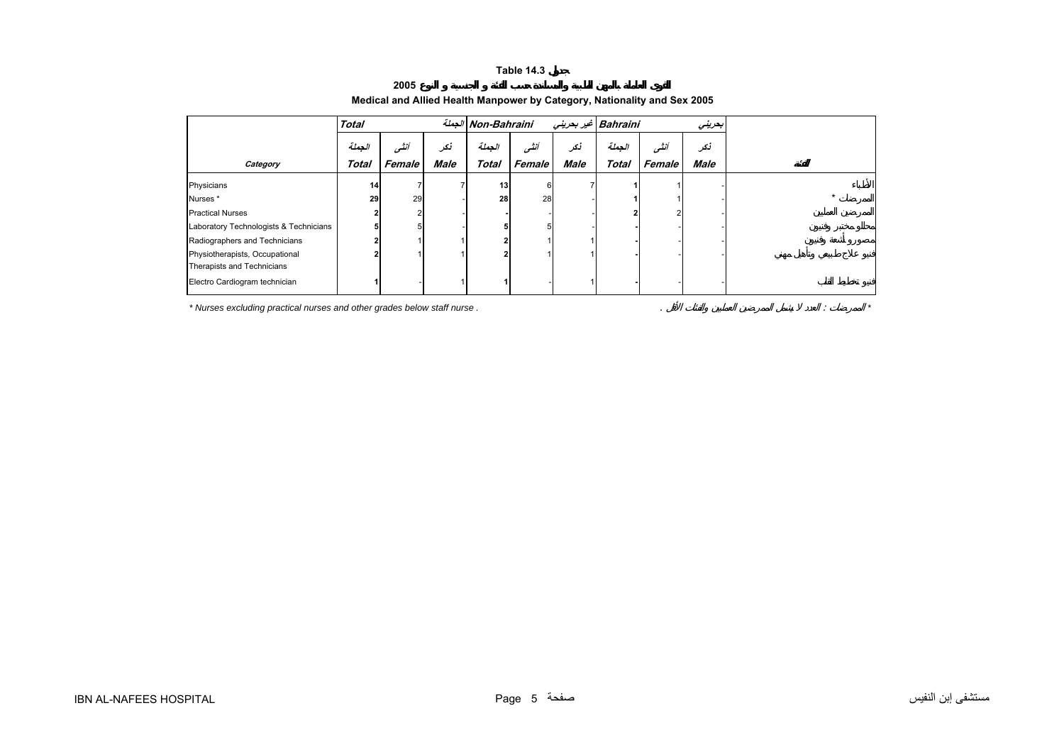**Table 14.3 جدول**

**القوى العاملة بالمهن الطبية والمساندة حسب الفئة و الجنسية و النوع 2005**

**Medical and Allied Health Manpower by Category, Nationality and Sex 2005**

| | Total | | الجملة | Non-Bahraini | | غير بحريني | Bahraini | | بحريني | |
|---|---|---|---|---|---|---|---|---|---|---|
| | الجملة | أنثى | ذكر | الجملة | أنثى | ذكر | الجملة | أنثى | ذكر | |
| Category | Total | Female | Male | Total | Female | Male | Total | Female | Male | الفئة |
| Physicians | 14 | 7 | 7 | 13 | 6 | 7 | 1 | 1 | - | الأطباء |
| Nurses * | 29 | 29 | - | 28 | 28 | - | 1 | 1 | - | الممرضات * |
| Practical Nurses | 2 | 2 | - | - | - | - | 2 | 2 | - | الممرضين العمليين |
| Laboratory Technologists & Technicians | 5 | 5 | - | 5 | 5 | - | - | - | - | محللو مختبر وفنيون |
| Radiographers and Technicians | 2 | 1 | 1 | 2 | 1 | 1 | - | - | - | مصورو أشعة وفنيون |
| Physiotherapists, Occupational Therapists and Technicians | 2 | 1 | 1 | 2 | 1 | 1 | - | - | - | فنيو علاج طبيعي وتأهيل مهني |
| Electro Cardiogram technician | 1 | - | 1 | 1 | - | 1 | - | - | - | فنيو تخطيط القلب |

\* Nurses excluding practical nurses and other grades below staff nurse .

\* الممرضات : العدد لا يشمل الممرضين العمليين والفئات الأقل .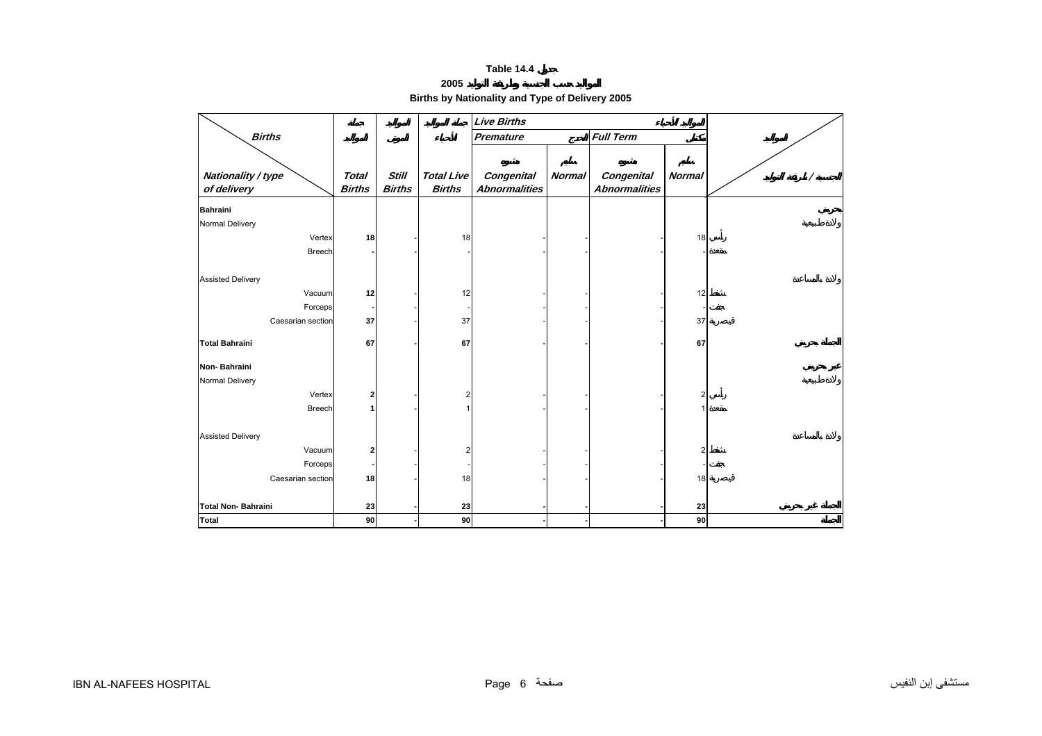# Table 14.4 جدول

## 2005 المواليد حسب الجنسية وطريقة التوليد

## Births by Nationality and Type of Delivery 2005

| Births / Nationality / type of delivery | جملة المواليد Total Births | المواليد موتى Still Births | جملة المواليد أحياء Total Live Births | Live Births المواليد الأحياء | | | | الجنسية / طريقة التوليد |
|---|---|---|---|---|---|---|---|---|
| | | | | Premature خدج | | Full Term مكتمل | | |
| | | | | مشوه Congenital Abnormalities | سليم Normal | مشوه Congenital Abnormalities | سليم Normal | |
| **Bahraini** | | | | | | | | **بحريني** |
| Normal Delivery | | | | | | | | ولادة طبيعية |
| Vertex | **18** | - | 18 | - | - | - | 18 | رأسي |
| Breech | **-** | - | - | - | - | - | - | مقعدة |
| Assisted Delivery | | | | | | | | ولادة بالمساعدة |
| Vacuum | **12** | - | 12 | - | - | - | 12 | شفط |
| Forceps | **-** | - | - | - | - | - | - | جفت |
| Caesarian section | **37** | - | 37 | - | - | - | 37 | قيصرية |
| **Total Bahraini** | **67** | **-** | **67** | **-** | **-** | **-** | **67** | **الجملة بحريني** |
| **Non- Bahraini** | | | | | | | | **غير بحريني** |
| Normal Delivery | | | | | | | | ولادة طبيعية |
| Vertex | **2** | - | 2 | - | - | - | 2 | رأسي |
| Breech | **1** | - | 1 | - | - | - | 1 | مقعدة |
| Assisted Delivery | | | | | | | | ولادة بالمساعدة |
| Vacuum | **2** | - | 2 | - | - | - | 2 | شفط |
| Forceps | **-** | - | - | - | - | - | - | جفت |
| Caesarian section | **18** | - | 18 | - | - | - | 18 | قيصرية |
| **Total Non- Bahraini** | **23** | **-** | **23** | **-** | **-** | **-** | **23** | **الجملة غير بحريني** |
| **Total** | **90** | **-** | **90** | **-** | **-** | **-** | **90** | **الجملة** |

IBN AL-NAFEES HOSPITAL — مستشفى إبن النفيس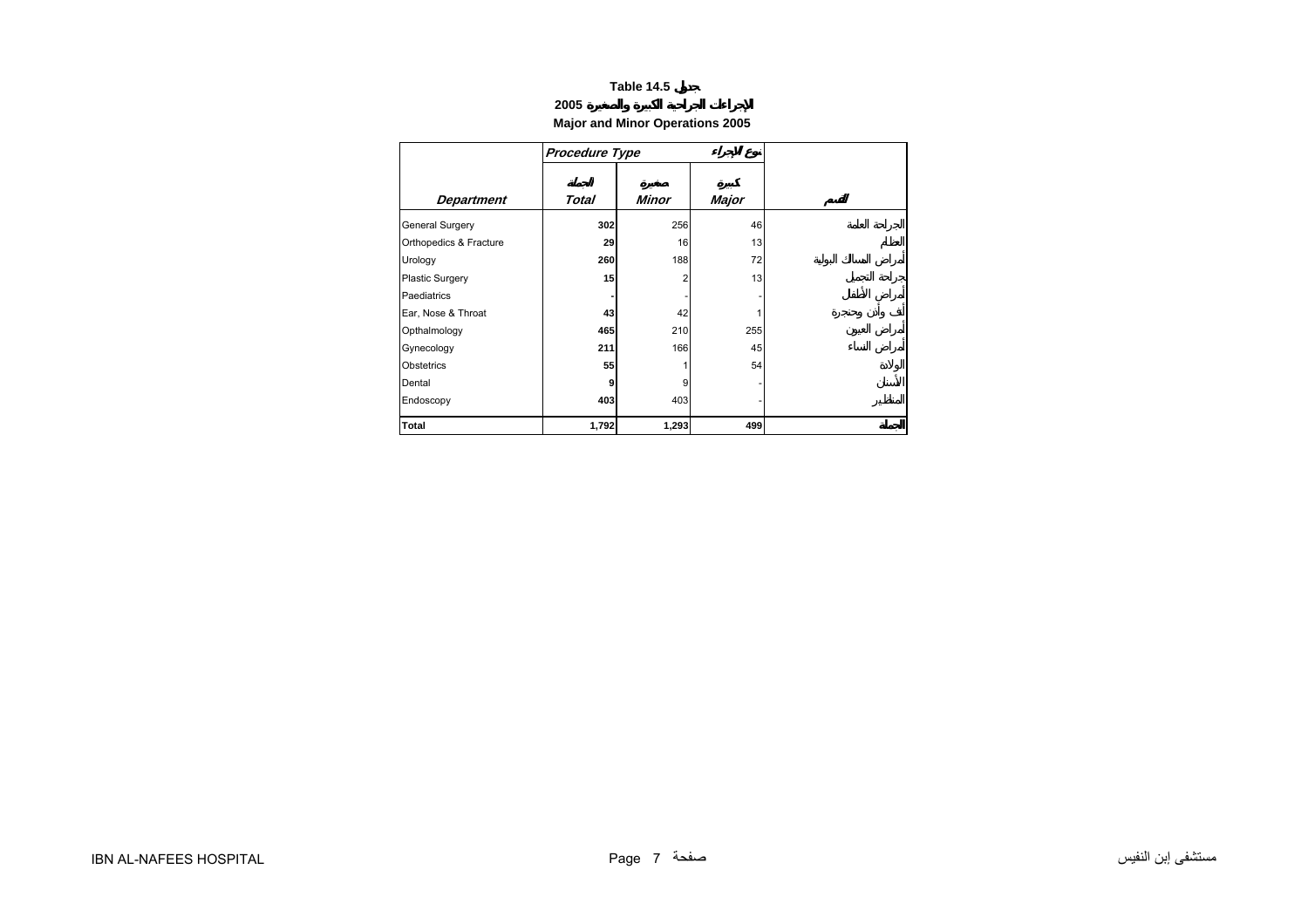**Table 14.5 جدول**

**الإجراءات الجراحية الكبيرة والصغيرة 2005**

**Major and Minor Operations 2005**

| | *Procedure Type* | | نوع الإجراء | |
|---|---|---|---|---|
| ***Department*** | ***Total*** الجملة | ***Minor*** صغيرة | ***Major*** كبيرة | القسم |
| General Surgery | **302** | 256 | 46 | الجراحة العامة |
| Orthopedics & Fracture | **29** | 16 | 13 | العظام |
| Urology | **260** | 188 | 72 | أمراض المسالك البولية |
| Plastic Surgery | **15** | 2 | 13 | جراحة التجميل |
| Paediatrics | **-** | - | - | أمراض الأطفال |
| Ear, Nose & Throat | **43** | 42 | 1 | أنف وأذن وحنجرة |
| Opthalmology | **465** | 210 | 255 | أمراض العيون |
| Gynecology | **211** | 166 | 45 | أمراض النساء |
| Obstetrics | **55** | 1 | 54 | الولادة |
| Dental | **9** | 9 | - | الأسنان |
| Endoscopy | **403** | 403 | - | المناظير |
| **Total** | **1,792** | **1,293** | **499** | **الجملة** |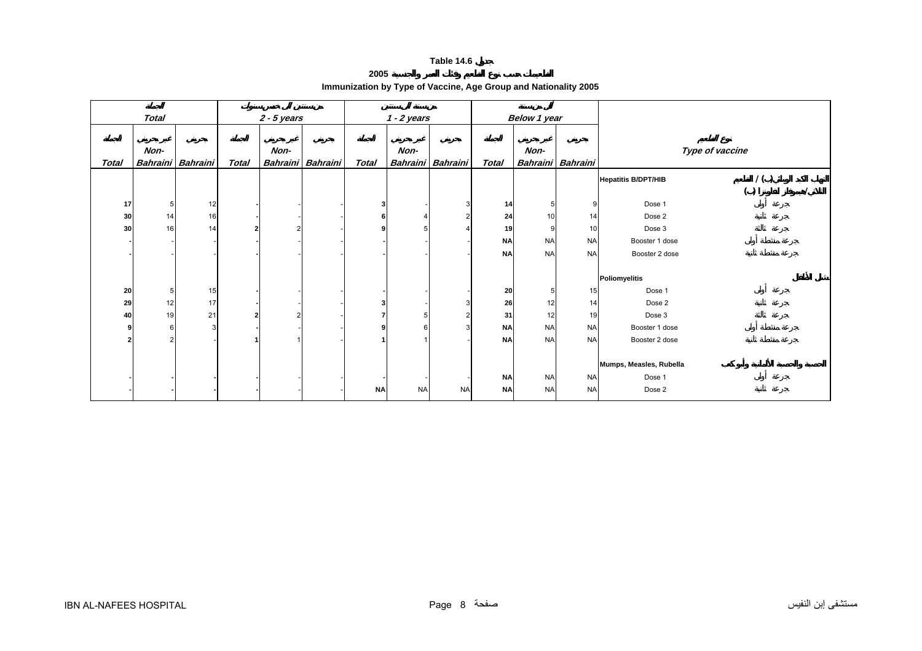# Table 14.6 جدول

## 2005 التطعيمات حسب نوع التطعيم وفئات العمر والجنسية

## Immunization by Type of Vaccine, Age Group and Nationality 2005

| Total | | | 2 - 5 years | | | 1 - 2 years | | | Below 1 year | | | | |
|---|---|---|---|---|---|---|---|---|---|---|---|---|---|
| Total | Non-Bahraini | Bahraini | Total | Non-Bahraini | Bahraini | Total | Non-Bahraini | Bahraini | Total | Non-Bahraini | Bahraini | Type of vaccine | |
| | | | | | | | | | | | | **Hepatitis B/DPT/HIB** | |
| **17** | 5 | 12 | **-** | - | - | **3** | - | 3 | **14** | 5 | 9 | Dose 1 | جرعة أولى |
| **30** | 14 | 16 | **-** | - | - | **6** | 4 | 2 | **24** | 10 | 14 | Dose 2 | جرعة ثانية |
| **30** | 16 | 14 | **2** | 2 | - | **9** | 5 | 4 | **19** | 9 | 10 | Dose 3 | جرعة ثالثة |
| **-** | - | - | **-** | - | - | **-** | - | - | **NA** | NA | NA | Booster 1 dose | جرعة منشطة أولى |
| **-** | - | - | **-** | - | - | **-** | - | - | **NA** | NA | NA | Booster 2 dose | جرعة منشطة ثانية |
| | | | | | | | | | | | | **Poliomyelitis** | شلل الأطفال |
| **20** | 5 | 15 | **-** | - | - | **-** | - | - | **20** | 5 | 15 | Dose 1 | جرعة أولى |
| **29** | 12 | 17 | **-** | - | - | **3** | - | 3 | **26** | 12 | 14 | Dose 2 | جرعة ثانية |
| **40** | 19 | 21 | **2** | 2 | - | **7** | 5 | 2 | **31** | 12 | 19 | Dose 3 | جرعة ثالثة |
| **9** | 6 | 3 | **-** | - | - | **9** | 6 | 3 | **NA** | NA | NA | Booster 1 dose | جرعة منشطة أولى |
| **2** | 2 | - | **1** | 1 | - | **1** | 1 | - | **NA** | NA | NA | Booster 2 dose | جرعة منشطة ثانية |
| | | | | | | | | | | | | **Mumps, Measles, Rubella** | |
| **-** | **-** | **-** | **-** | - | - | **-** | - | - | **NA** | NA | NA | Dose 1 | جرعة أولى |
| **-** | **-** | **-** | **-** | - | - | **NA** | NA | NA | **NA** | NA | NA | Dose 2 | جرعة ثانية |

IBN AL-NAFEES HOSPITAL — مستشفى إبن النفيس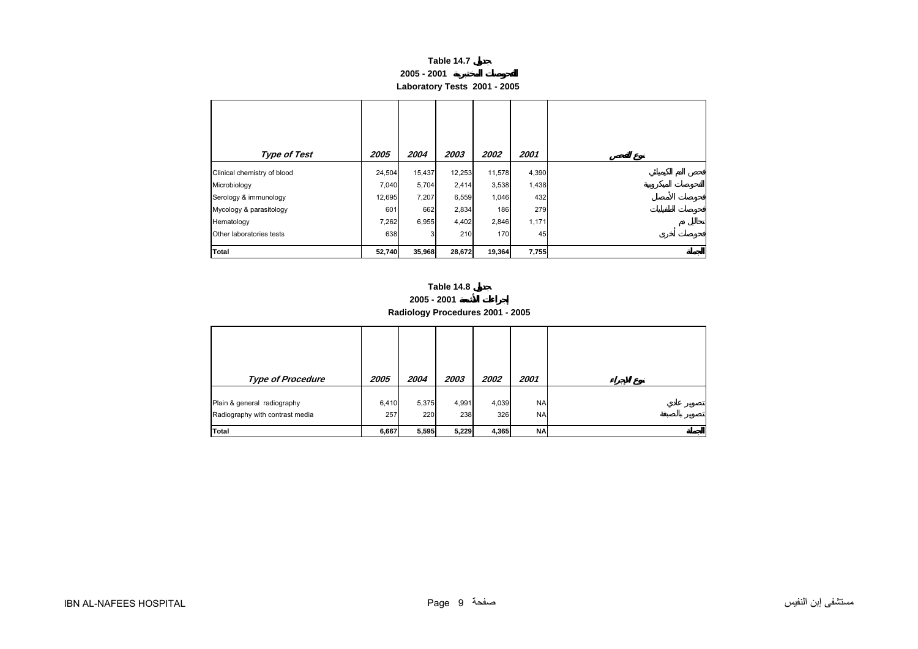# Table 14.7 جدول

## 2005 - 2001 الفحوصات المختبرية

## Laboratory Tests 2001 - 2005

| *Type of Test* | *2005* | *2004* | *2003* | *2002* | *2001* | نوع الفحص |
|---|---|---|---|---|---|---|
| Clinical chemistry of blood | 24,504 | 15,437 | 12,253 | 11,578 | 4,390 | فحص الدم الكيميائي |
| Microbiology | 7,040 | 5,704 | 2,414 | 3,538 | 1,438 | الفحوصات الميكروبية |
| Serology & immunology | 12,695 | 7,207 | 6,559 | 1,046 | 432 | فحوصات الأمصال |
| Mycology & parasitology | 601 | 662 | 2,834 | 186 | 279 | فحوصات الطفيليات |
| Hematology | 7,262 | 6,955 | 4,402 | 2,846 | 1,171 | تحاليل دم |
| Other laboratories tests | 638 | 3 | 210 | 170 | 45 | فحوصات أخرى |
| **Total** | **52,740** | **35,968** | **28,672** | **19,364** | **7,755** | **الجملة** |

# Table 14.8 جدول

## 2005 - 2001 إجراءات الأشعة

## Radiology Procedures 2001 - 2005

| *Type of Procedure* | *2005* | *2004* | *2003* | *2002* | *2001* | نوع الإجراء |
|---|---|---|---|---|---|---|
| Plain & general radiography | 6,410 | 5,375 | 4,991 | 4,039 | NA | تصوير عادي |
| Radiography with contrast media | 257 | 220 | 238 | 326 | NA | تصوير بالصبغة |
| **Total** | **6,667** | **5,595** | **5,229** | **4,365** | **NA** | **الجملة** |

IBN AL-NAFEES HOSPITAL مستشفى إبن النفيس